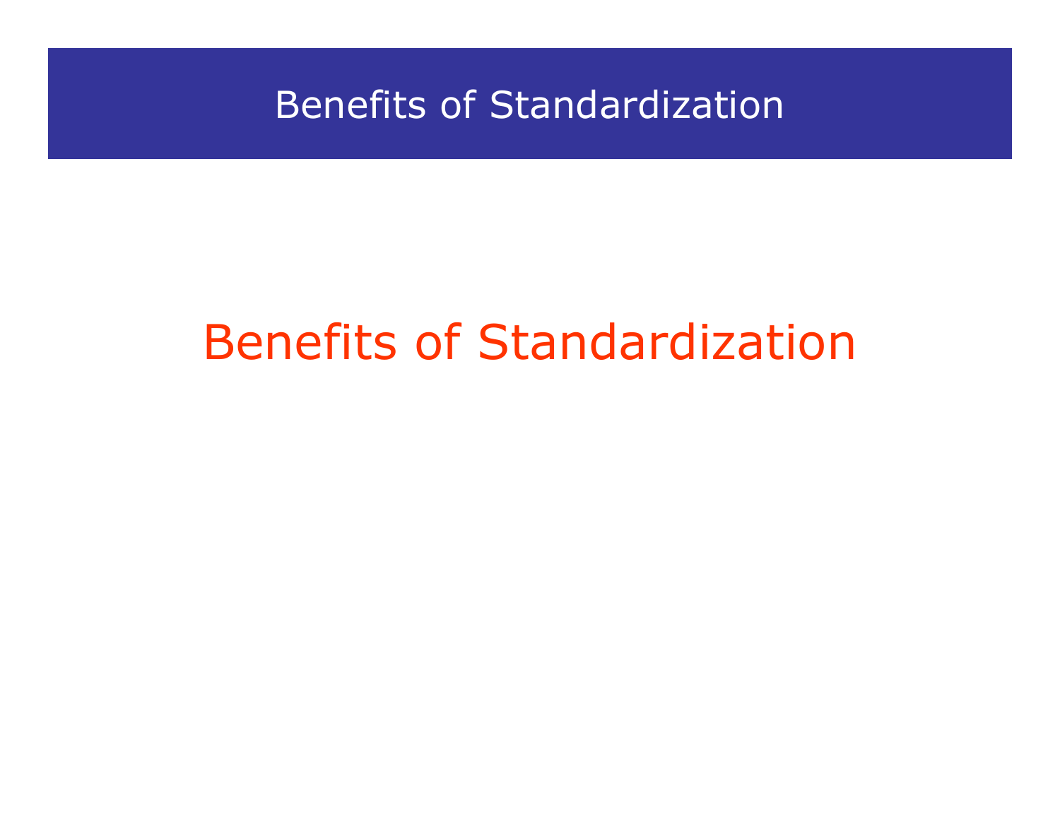# Benefits of Standardization

## Benefits of Standardization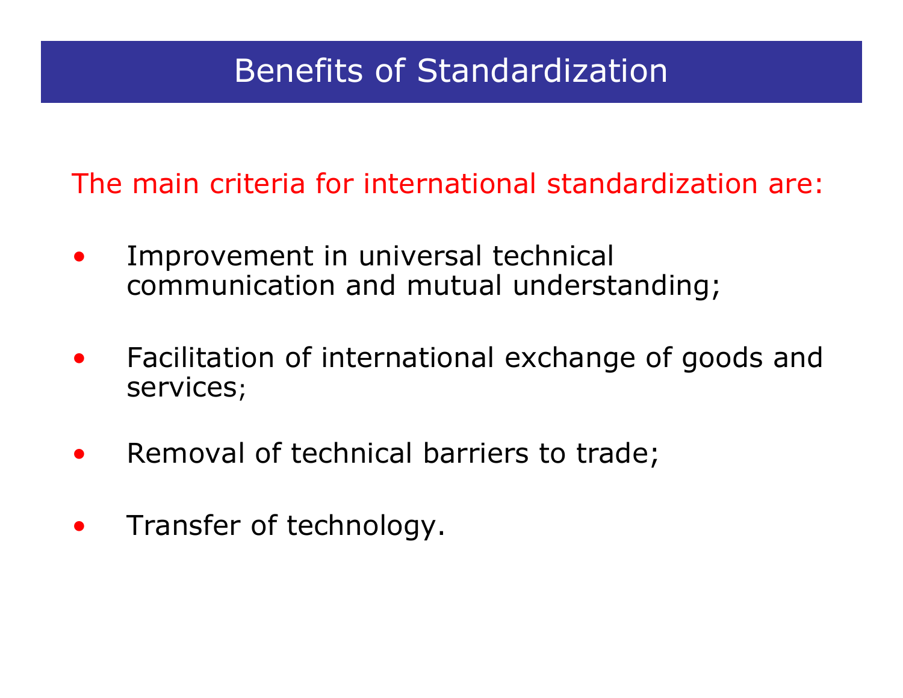# Benefits of Standardization

The main criteria for international standardization are:

- Improvement in universal technical communication and mutual understanding;
- Facilitation of international exchange of goods and services;
- Removal of technical barriers to trade;
- Transfer of technology.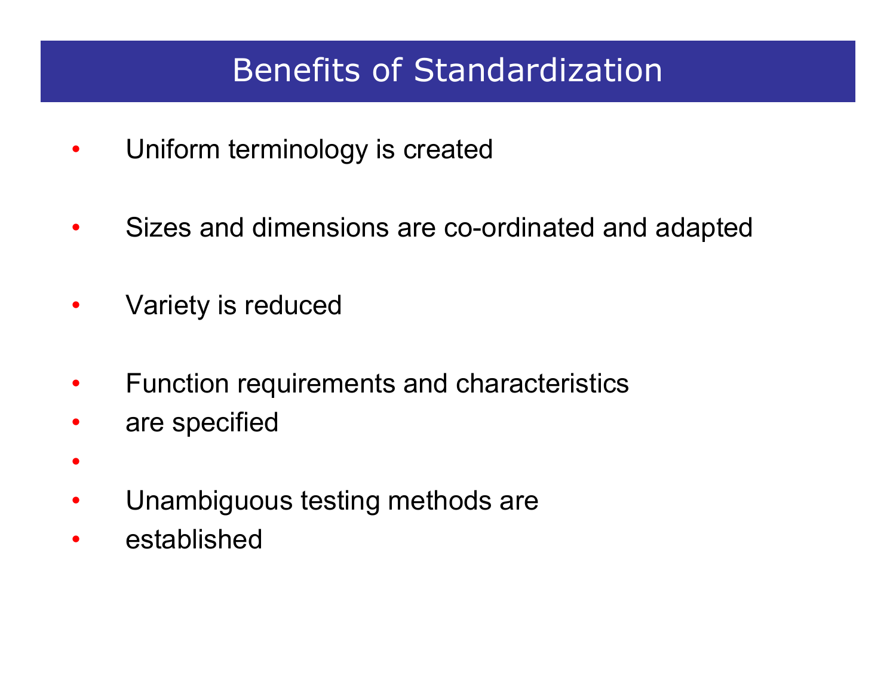# Benefits of Standardization

- Uniform terminology is created
- Sizes and dimensions are co-ordinated and adapted
- Variety is reduced
- Function requirements and characteristics
- are specified
- 
- Unambiguous testing methods are
- established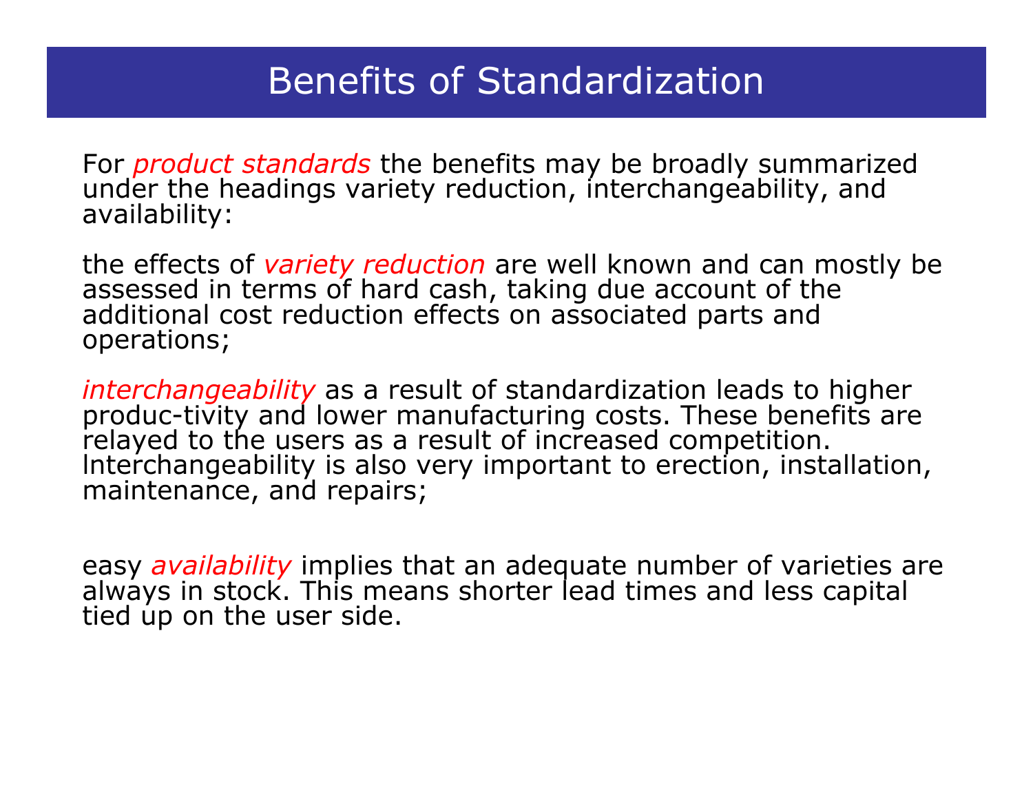# Benefits of Standardization

For *product standards* the benefits may be broadly summarized under the headings variety reduction, interchangeability, and availability:

the effects of *variety reduction* are well known and can mostly be assessed in terms of hard cash, taking due account of the additional cost reduction effects on associated parts and operations;

*interchangeability* as a result of standardization leads to higher produc-tivity and lower manufacturing costs. These benefits are relayed to the users as a result of increased competition. Interchangeability is also very important to erection, installation, maintenance, and repairs;

easy *availability* implies that an adequate number of varieties are always in stock. This means shorter lead times and less capital tied up on the user side.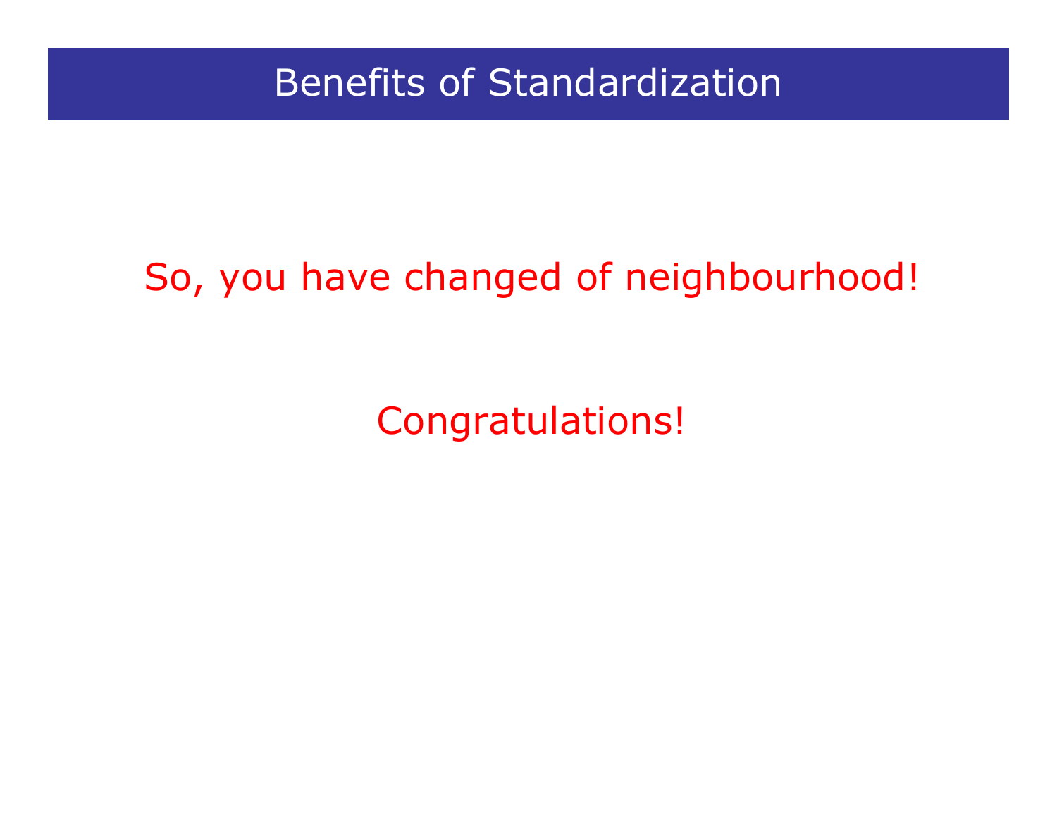# Benefits of Standardization

So, you have changed of neighbourhood!

Congratulations!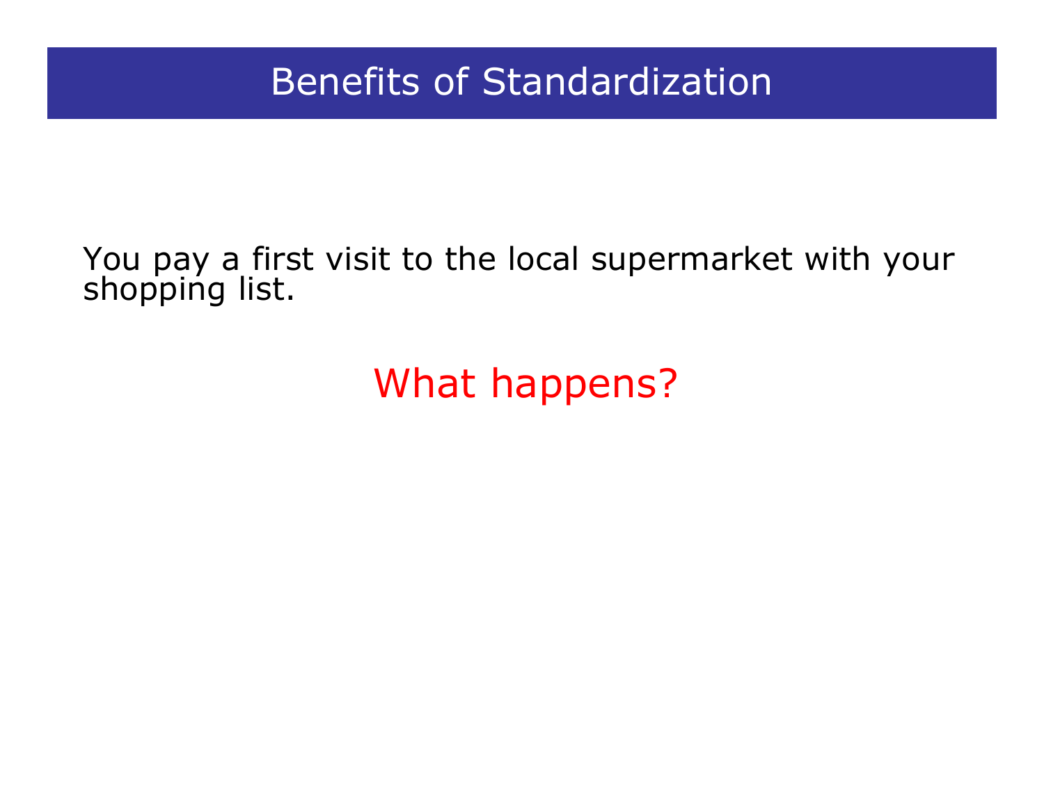# Benefits of Standardization

You pay a first visit to the local supermarket with your shopping list.

What happens?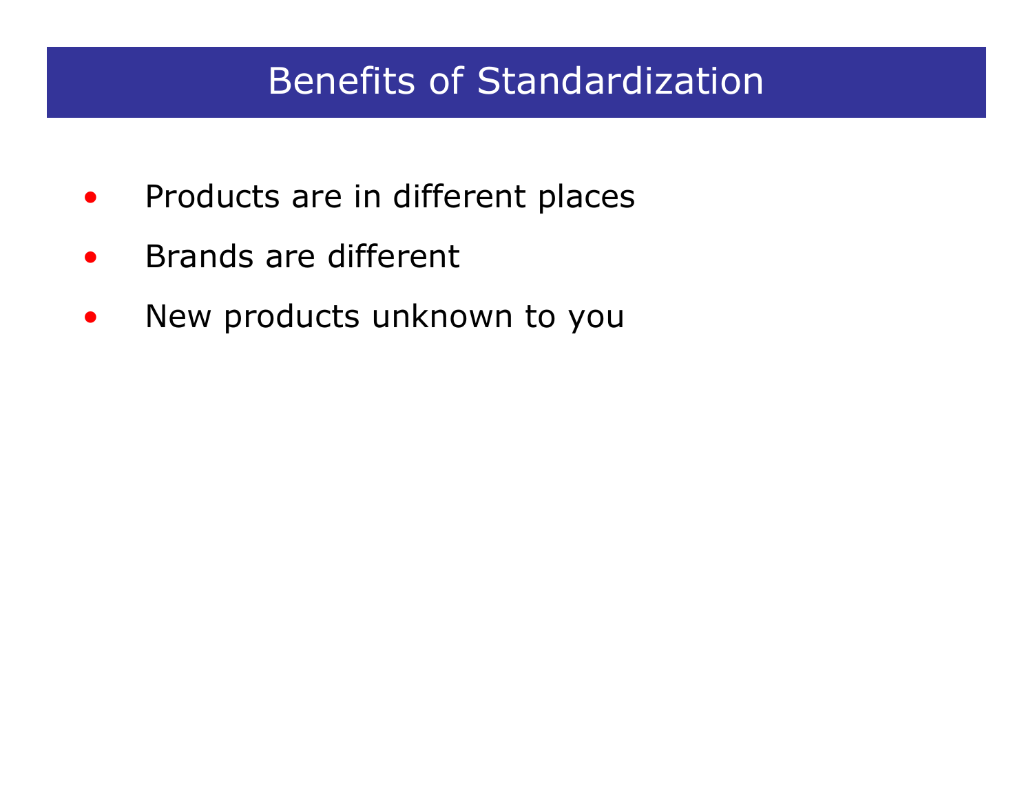# Benefits of Standardization

- Products are in different places
- Brands are different
- New products unknown to you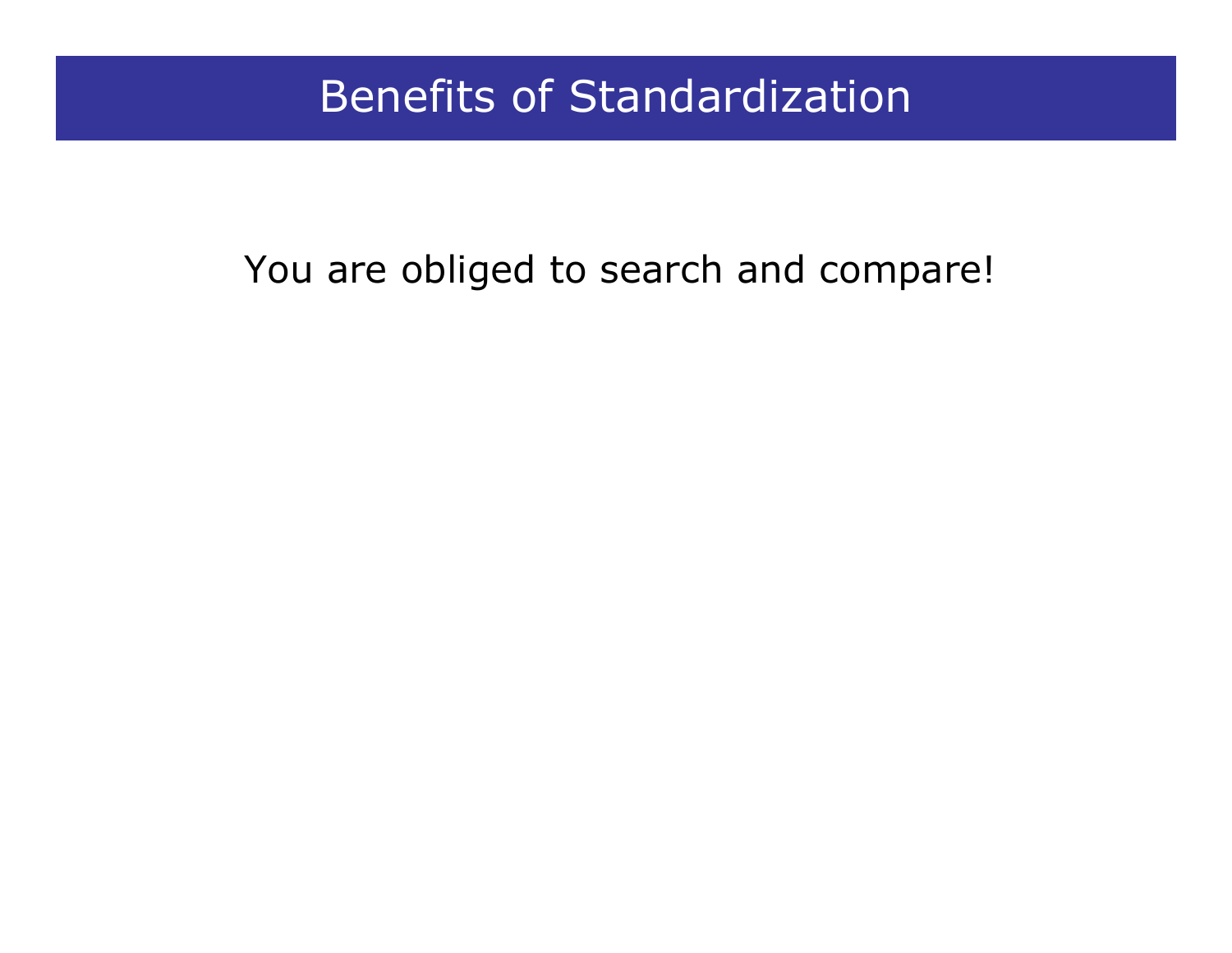# Benefits of Standardization

You are obliged to search and compare!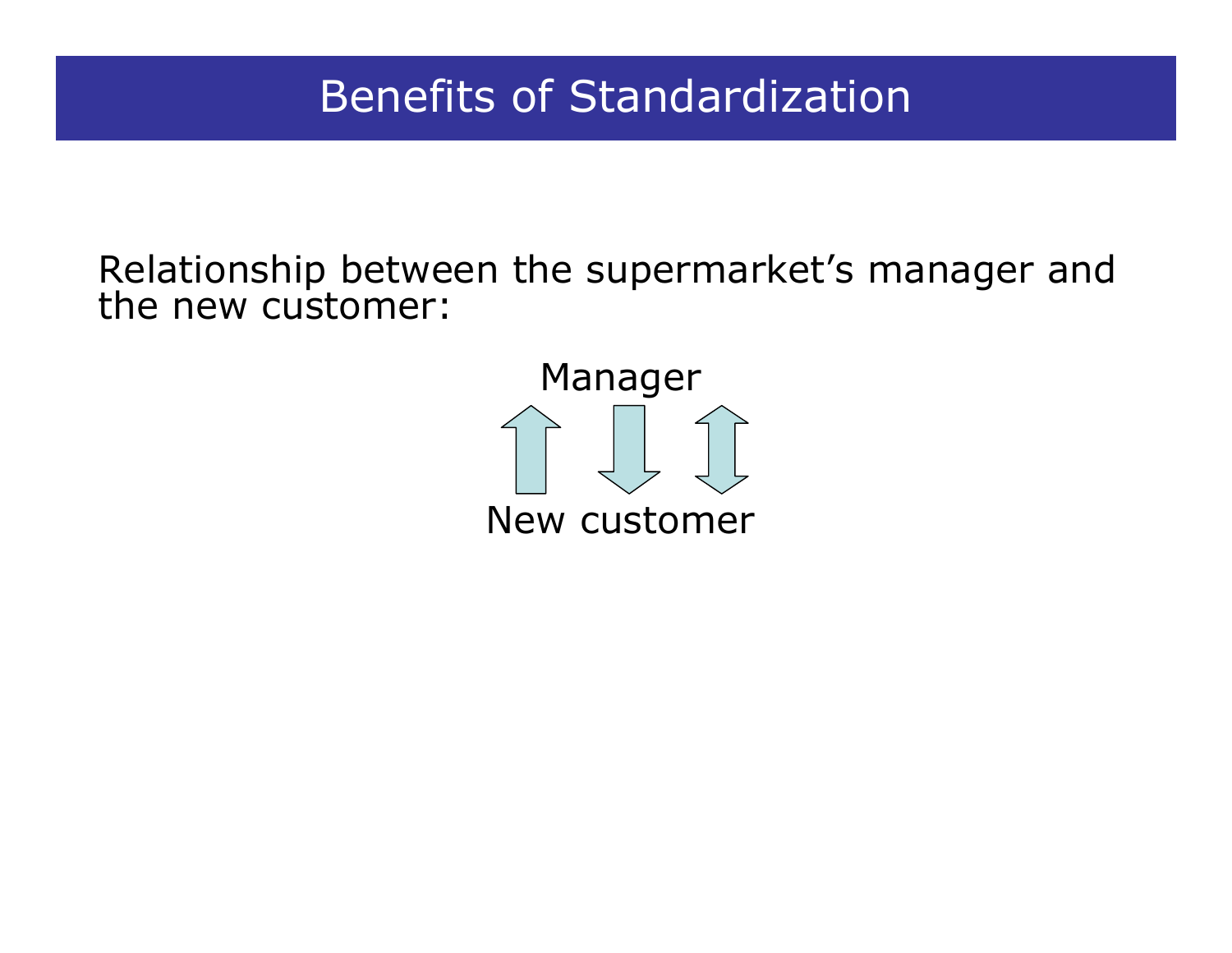# Benefits of Standardization

Relationship between the supermarket's manager and the new customer:

Manager

New customer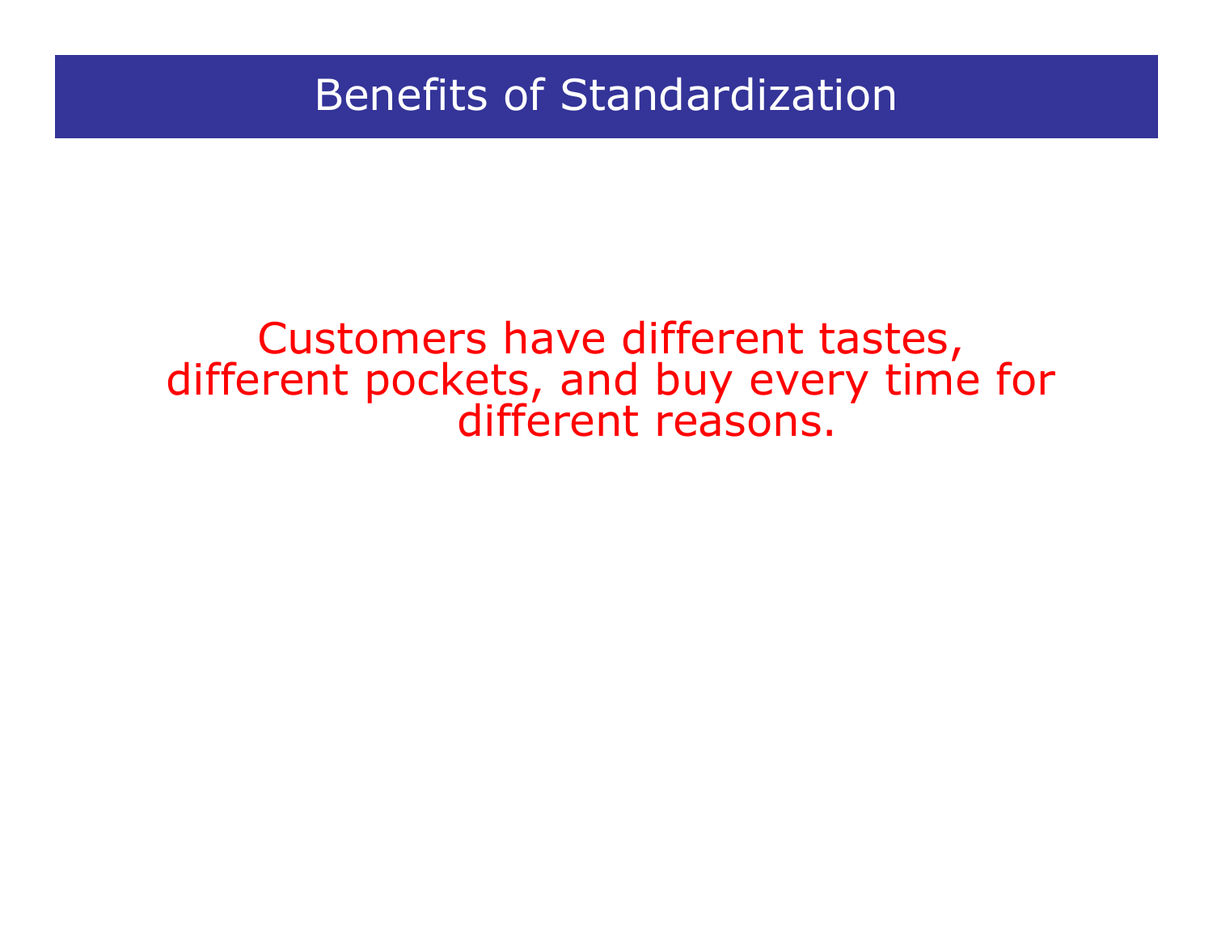# Benefits of Standardization

Customers have different tastes, different pockets, and buy every time for different reasons.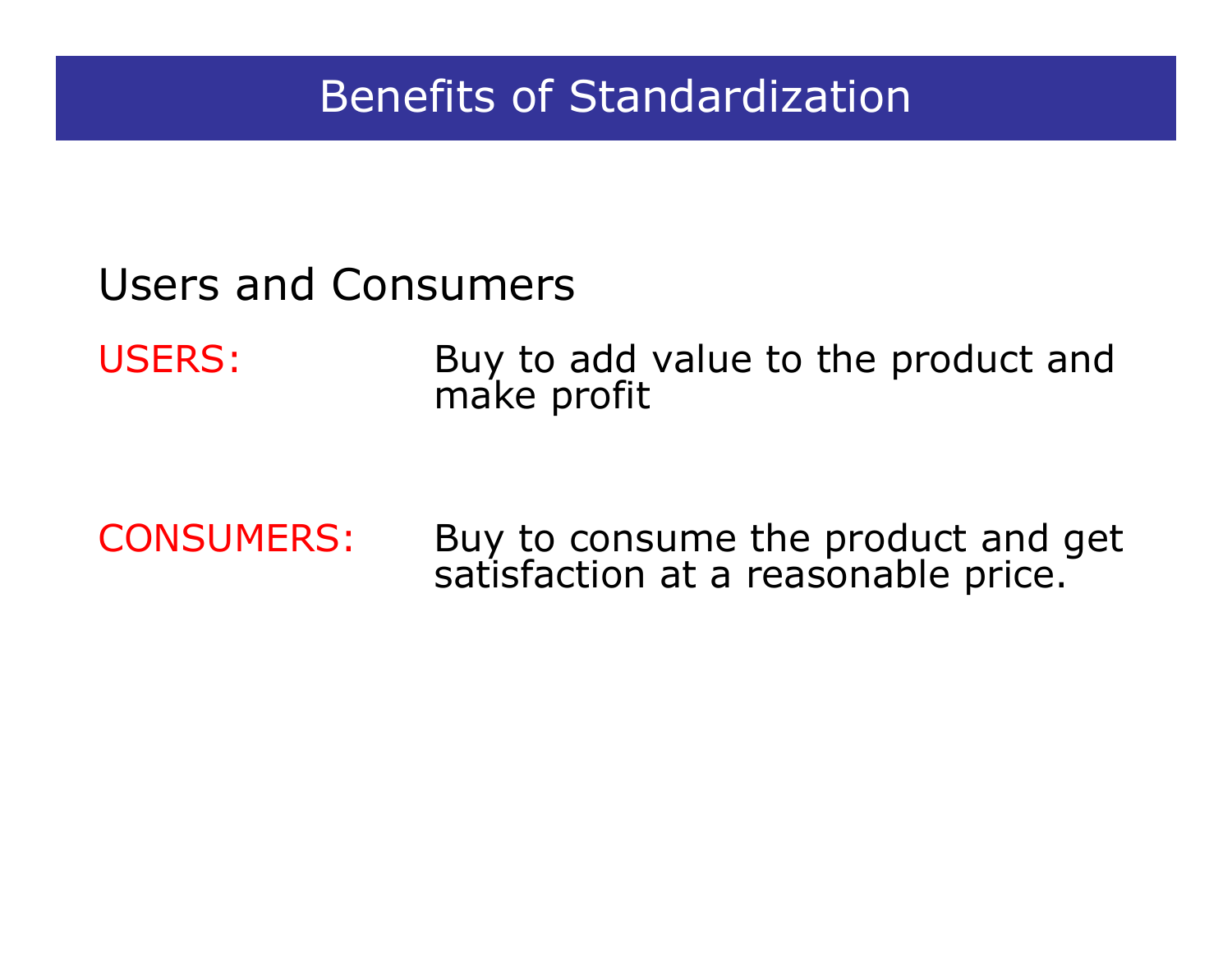# Benefits of Standardization

## Users and Consumers

**USERS:** Buy to add value to the product and make profit

**CONSUMERS:** Buy to consume the product and get satisfaction at a reasonable price.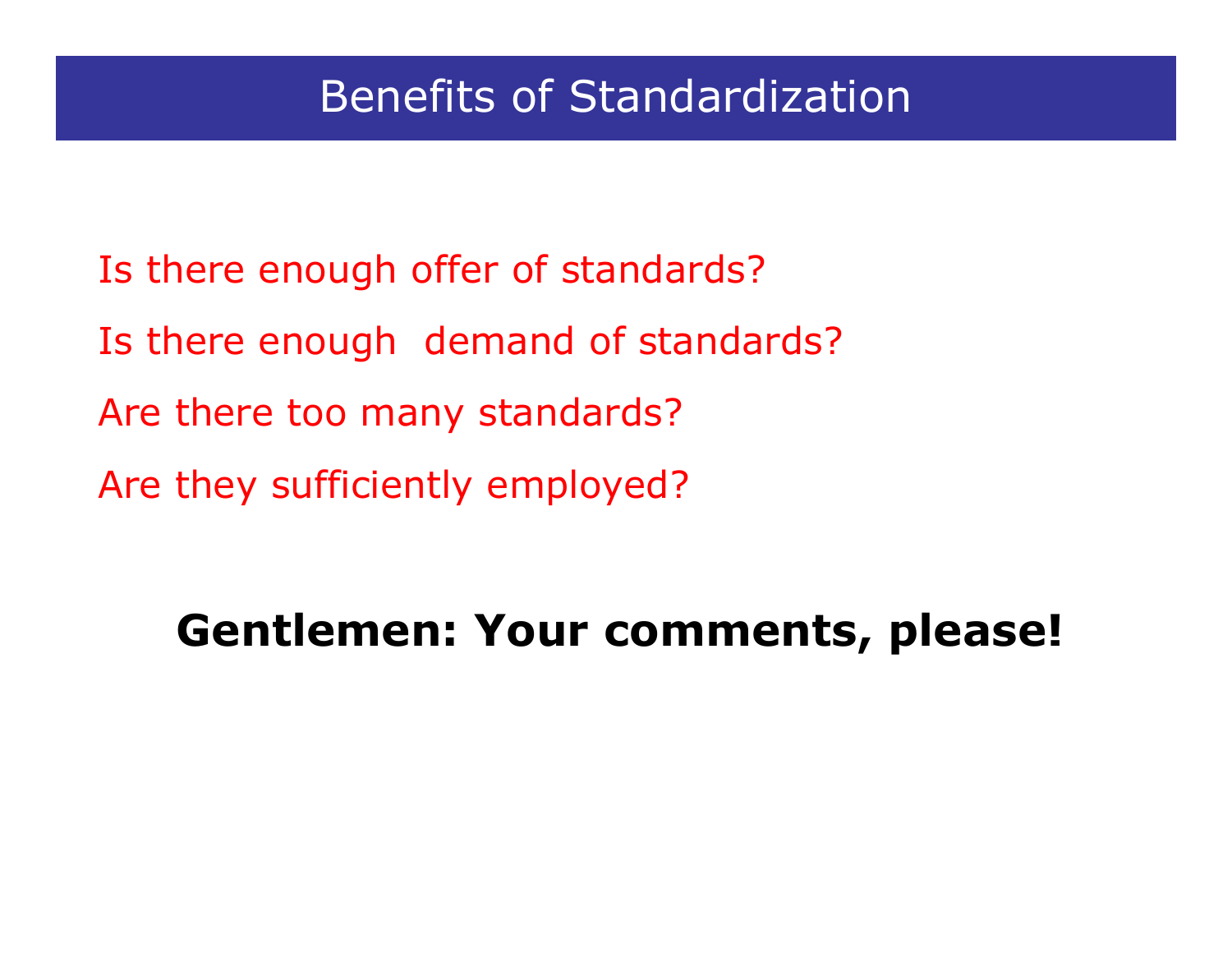# Benefits of Standardization

Is there enough offer of standards?

Is there enough  demand of standards?

Are there too many standards?

Are they sufficiently employed?

**Gentlemen: Your comments, please!**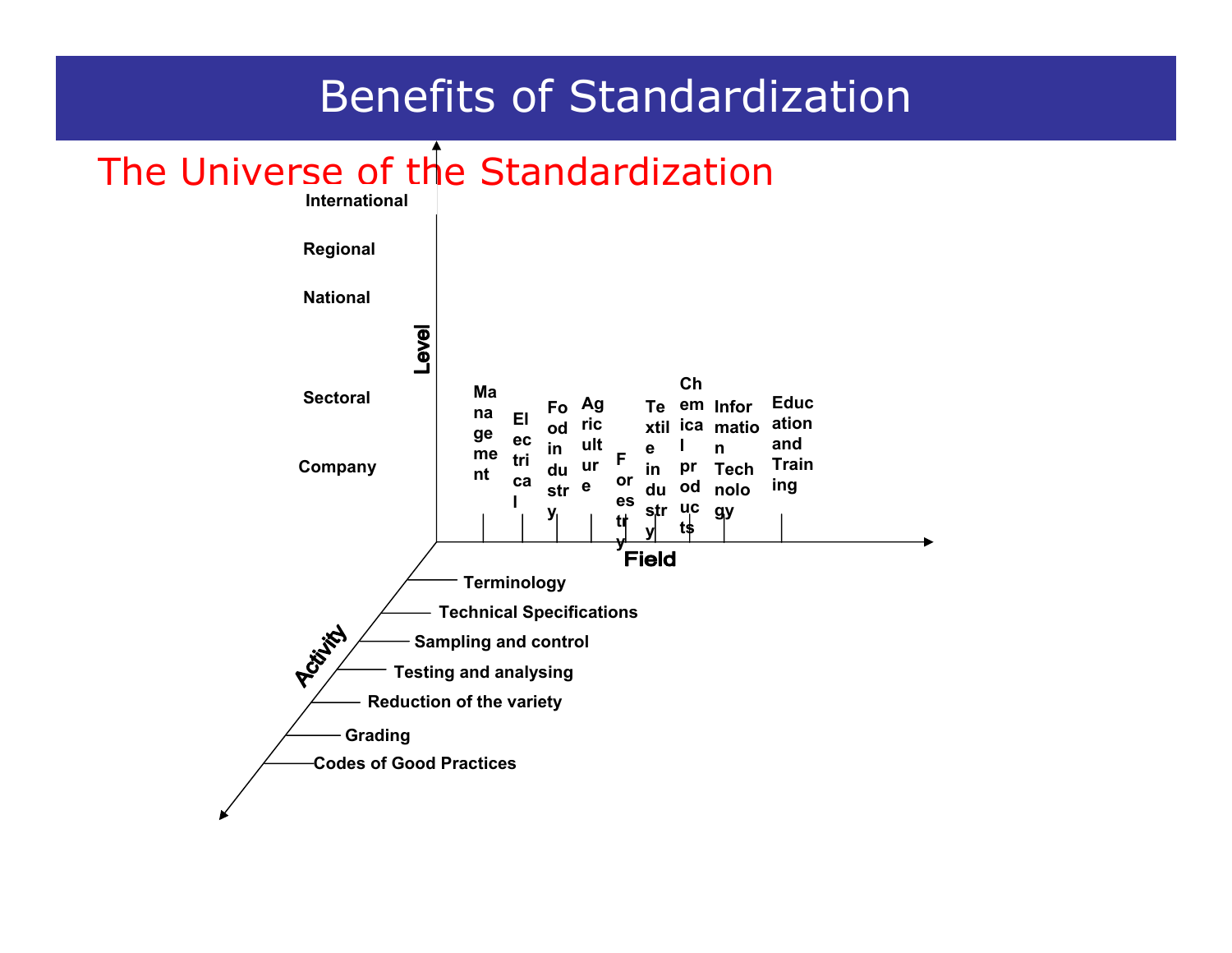# Benefits of Standardization

## The Universe of the Standardization

**Level**

- International
- Regional
- National
- Sectoral
- Company

**Field**

- Management
- Electrical
- Food industry
- Agriculture
- Forestry
- Textile industry
- Chemical products
- Information Technology
- Education and Training

**Activity**

- Terminology
- Technical Specifications
- Sampling and control
- Testing and analysing
- Reduction of the variety
- Grading
- Codes of Good Practices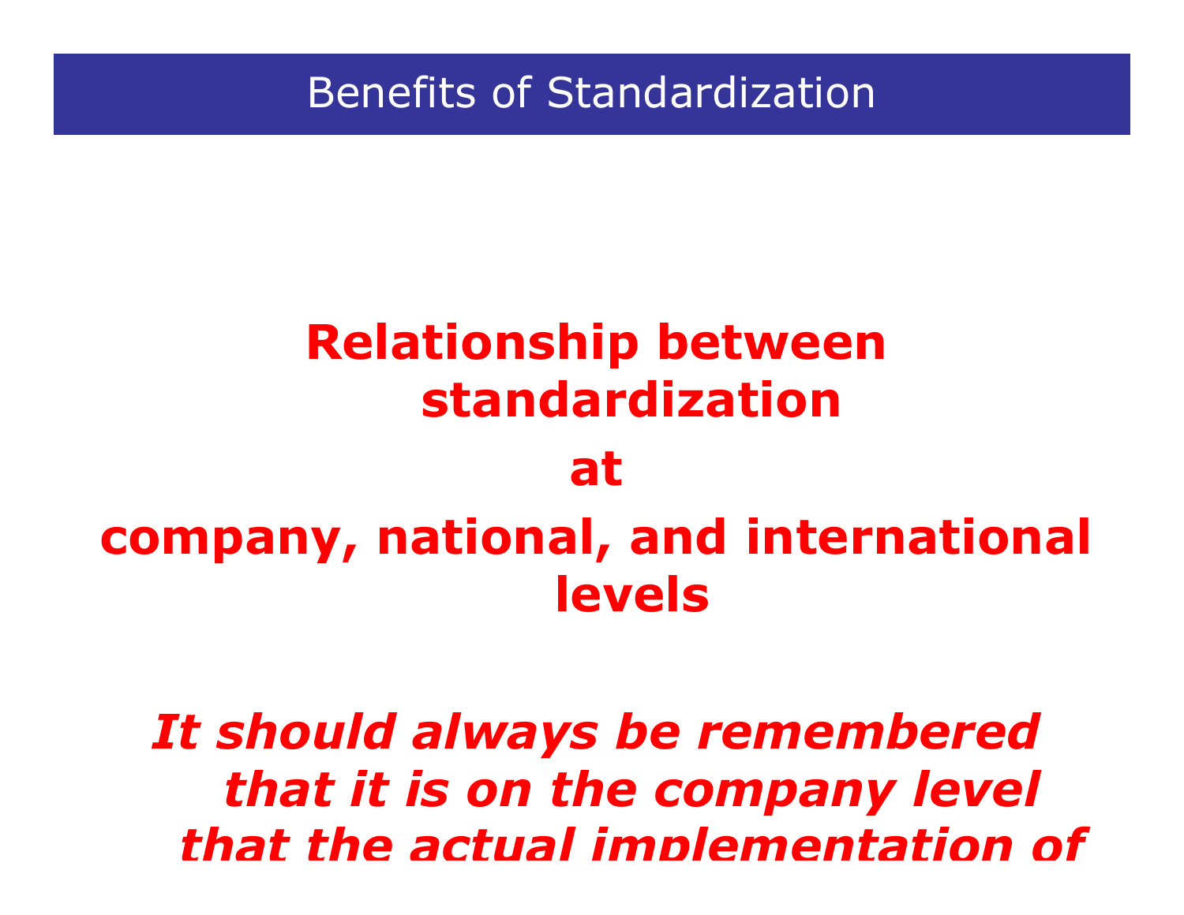# Benefits of Standardization

**Relationship between standardization**

**at**

**company, national, and international levels**

***It should always be remembered that it is on the company level that the actual implementation of***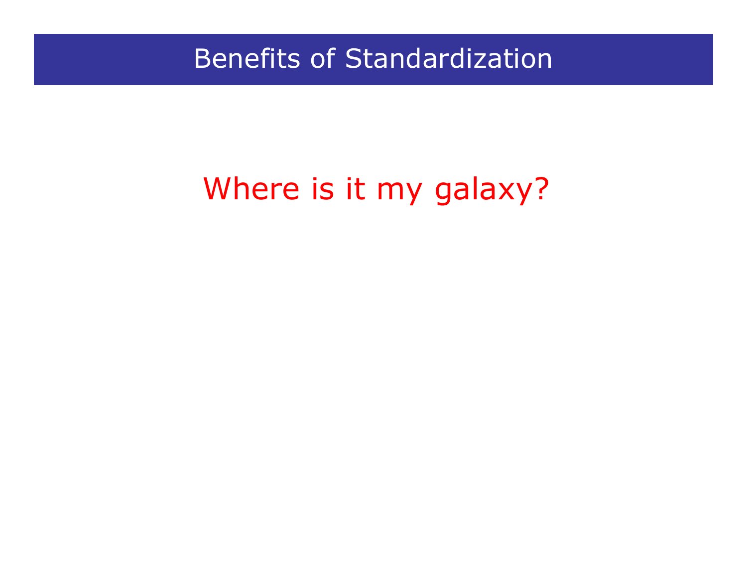# Benefits of Standardization

Where is it my galaxy?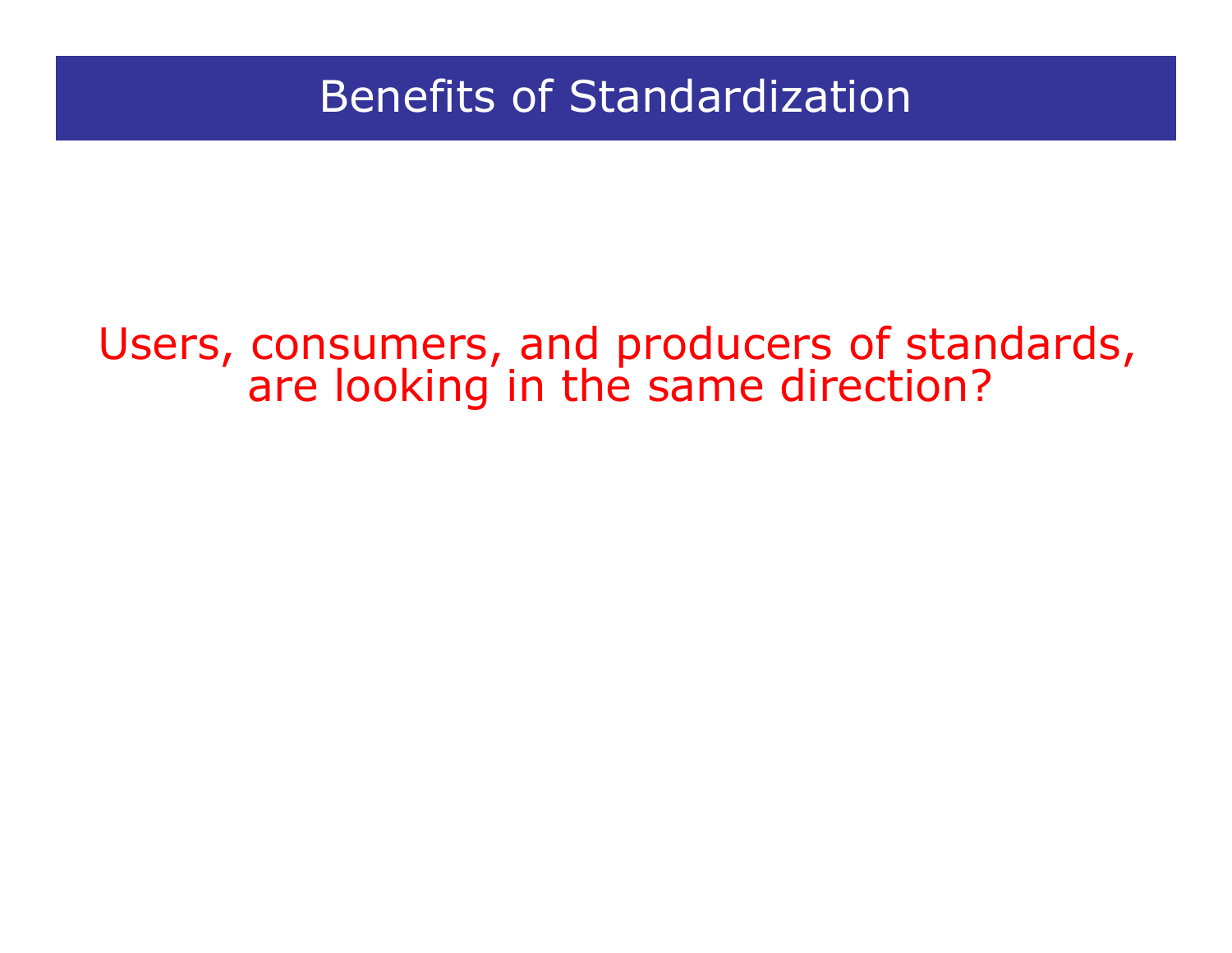# Benefits of Standardization

Users, consumers, and producers of standards, are looking in the same direction?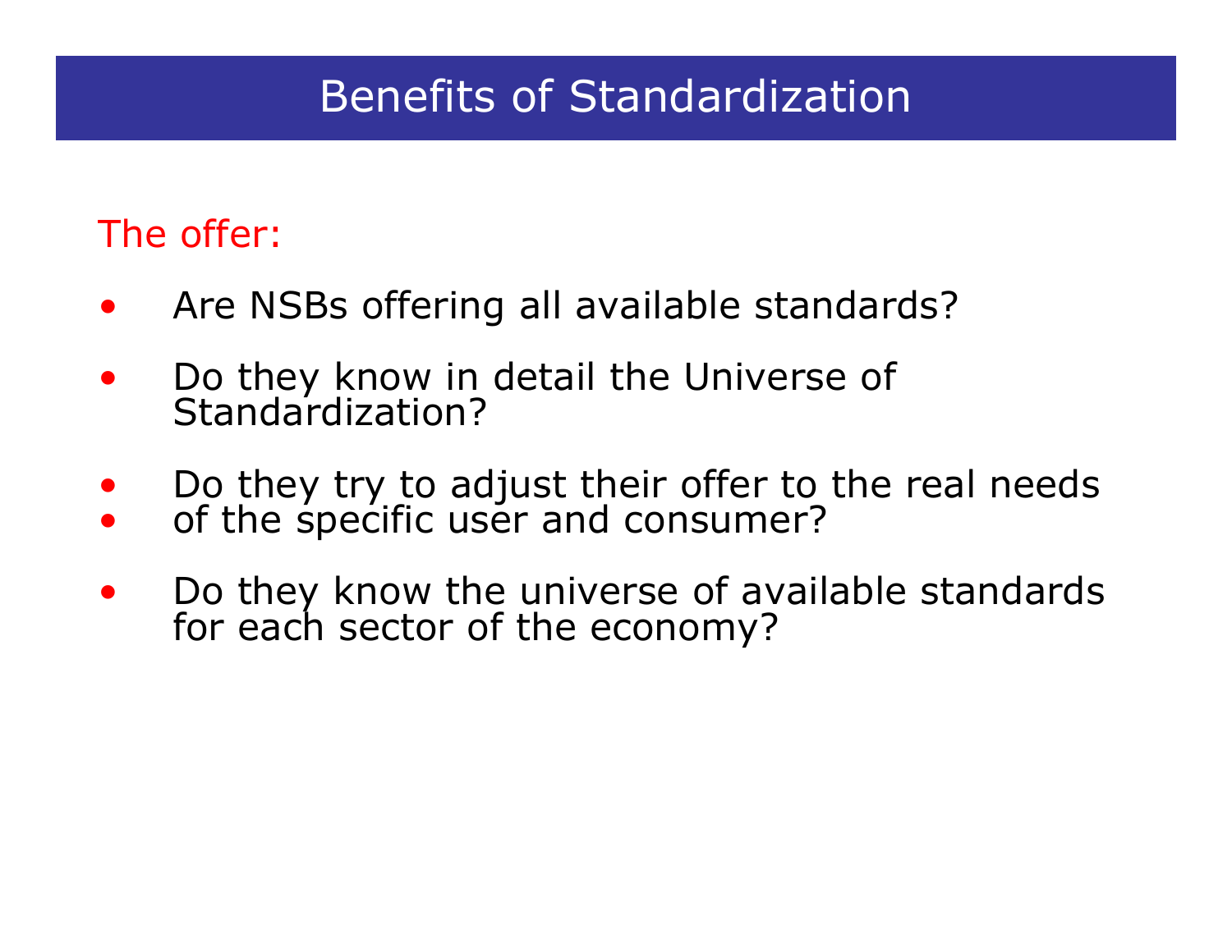# Benefits of Standardization

The offer:

- Are NSBs offering all available standards?
- Do they know in detail the Universe of Standardization?
- Do they try to adjust their offer to the real needs
- of the specific user and consumer?
- Do they know the universe of available standards for each sector of the economy?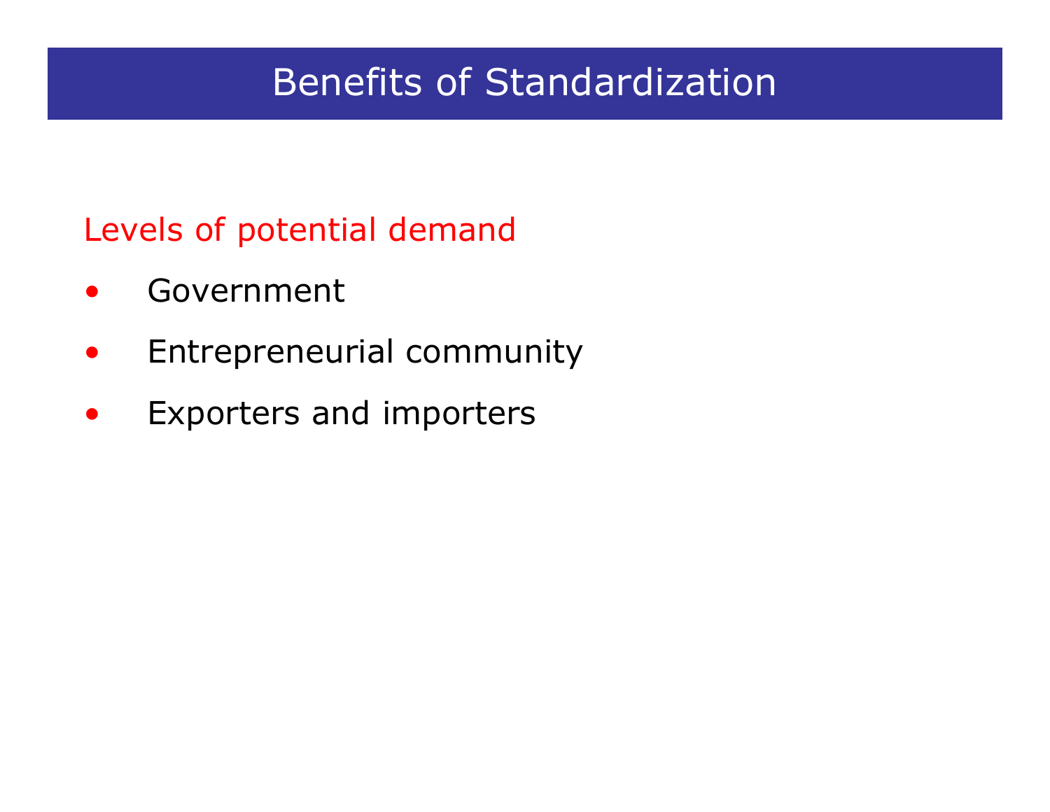# Benefits of Standardization

Levels of potential demand

- Government
- Entrepreneurial community
- Exporters and importers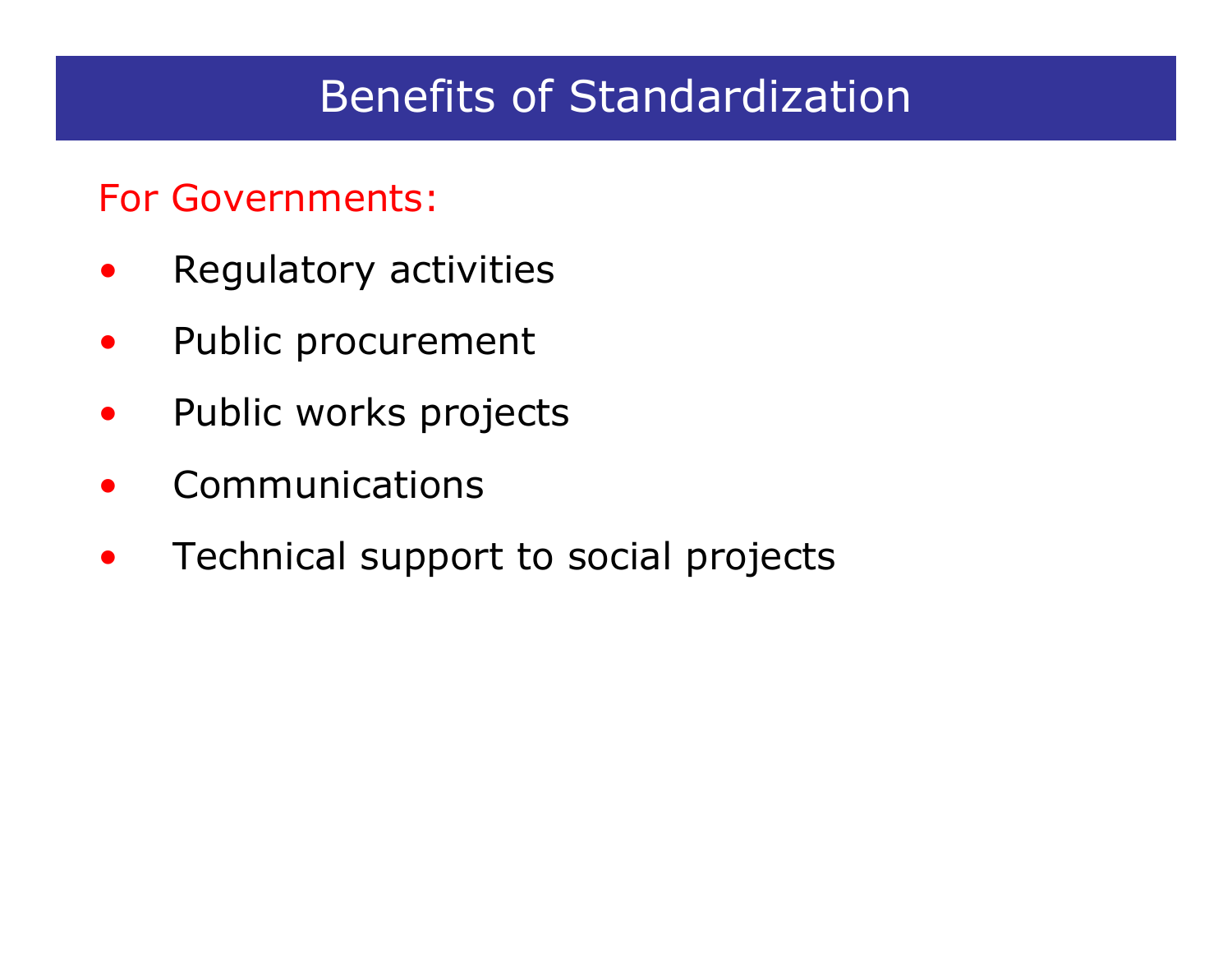# Benefits of Standardization

For Governments:

- Regulatory activities
- Public procurement
- Public works projects
- Communications
- Technical support to social projects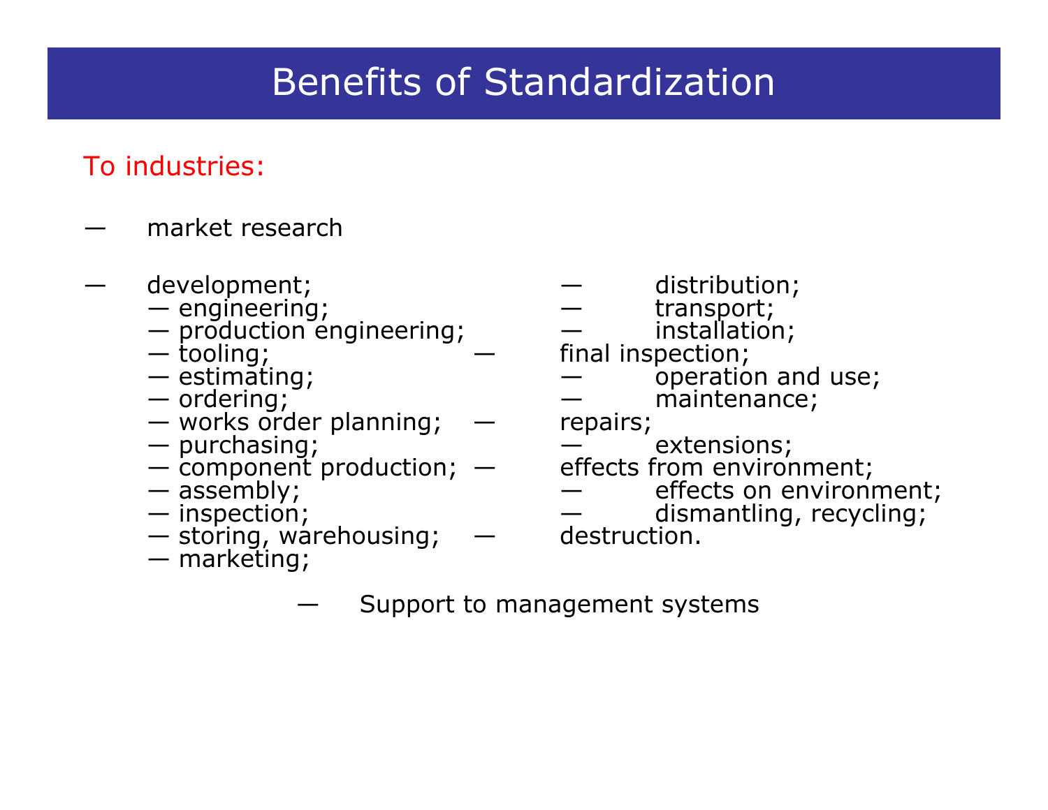# Benefits of Standardization

To industries:

- market research
- development;
  - engineering;
  - production engineering;
  - tooling;
  - estimating;
  - ordering;
  - works order planning;
  - purchasing;
  - component production;
  - assembly;
  - inspection;
  - storing, warehousing;
  - marketing;
  - distribution;
  - transport;
  - installation;
- final inspection;
  - operation and use;
  - maintenance;
- repairs;
  - extensions;
- effects from environment;
  - effects on environment;
  - dismantling, recycling;
- destruction.
- Support to management systems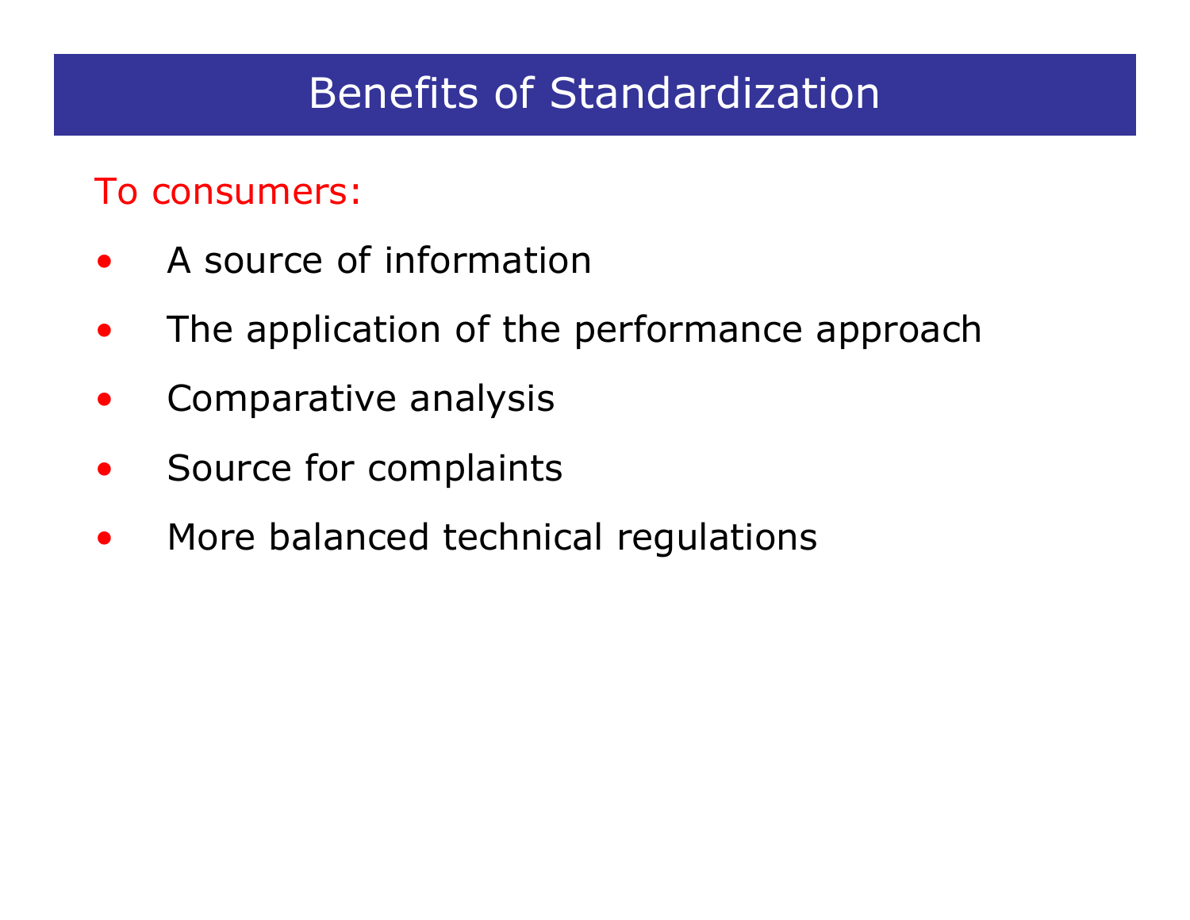# Benefits of Standardization

To consumers:

- A source of information
- The application of the performance approach
- Comparative analysis
- Source for complaints
- More balanced technical regulations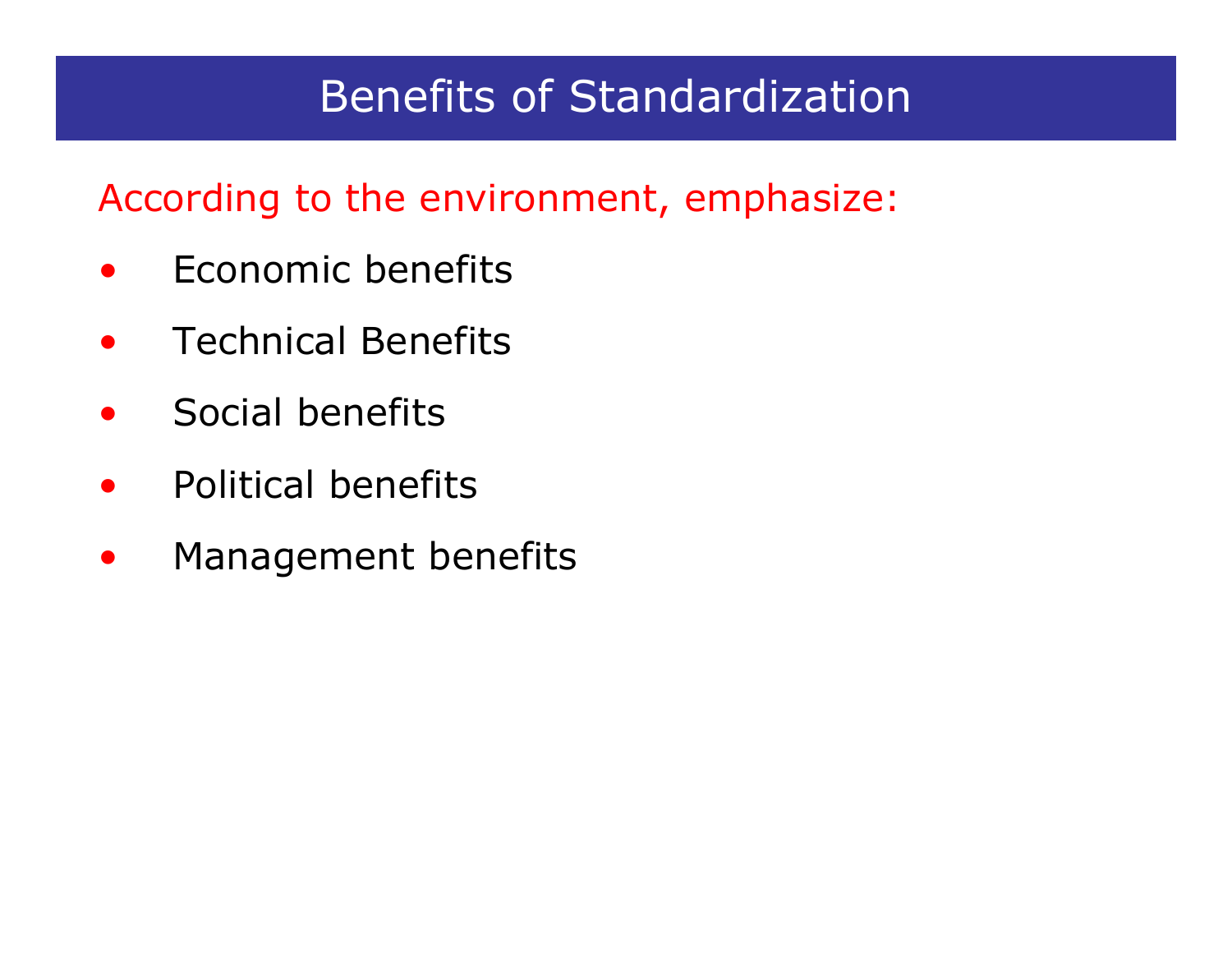# Benefits of Standardization

According to the environment, emphasize:

- Economic benefits
- Technical Benefits
- Social benefits
- Political benefits
- Management benefits